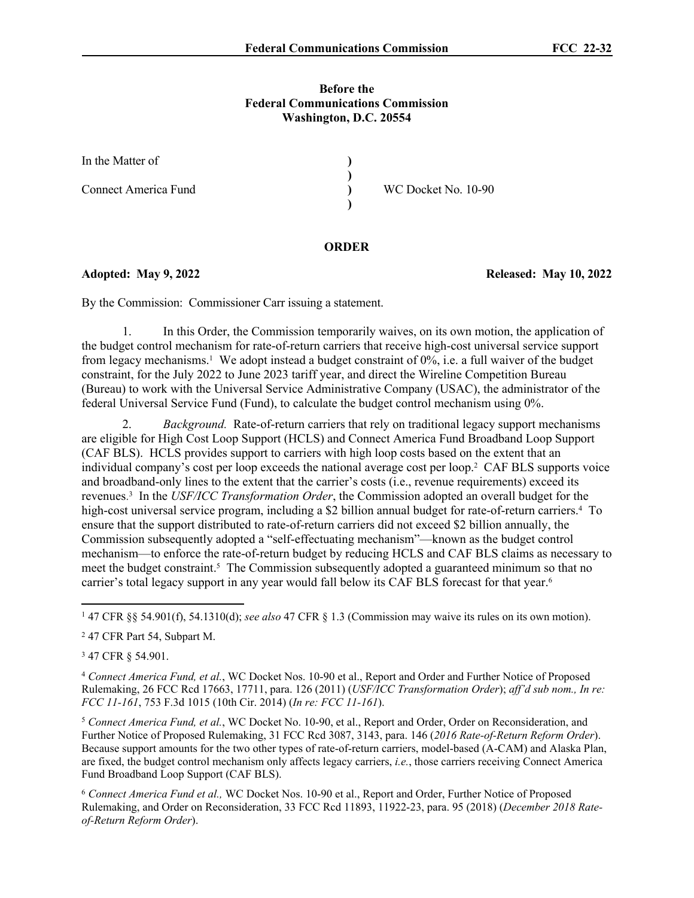**Before the**
**Federal Communications Commission**
**Washington, D.C. 20554**

| | | |
|---|---|---|
| In the Matter of | ) | |
| | ) | |
| Connect America Fund | ) | WC Docket No. 10-90 |
| | ) | |

**ORDER**

**Adopted: May 9, 2022** **Released: May 10, 2022**

By the Commission: Commissioner Carr issuing a statement.

1. In this Order, the Commission temporarily waives, on its own motion, the application of the budget control mechanism for rate-of-return carriers that receive high-cost universal service support from legacy mechanisms.[1] We adopt instead a budget constraint of 0%, i.e. a full waiver of the budget constraint, for the July 2022 to June 2023 tariff year, and direct the Wireline Competition Bureau (Bureau) to work with the Universal Service Administrative Company (USAC), the administrator of the federal Universal Service Fund (Fund), to calculate the budget control mechanism using 0%.

2. *Background.* Rate-of-return carriers that rely on traditional legacy support mechanisms are eligible for High Cost Loop Support (HCLS) and Connect America Fund Broadband Loop Support (CAF BLS). HCLS provides support to carriers with high loop costs based on the extent that an individual company's cost per loop exceeds the national average cost per loop.[2] CAF BLS supports voice and broadband-only lines to the extent that the carrier's costs (i.e., revenue requirements) exceed its revenues.[3] In the *USF/ICC Transformation Order*, the Commission adopted an overall budget for the high-cost universal service program, including a $2 billion annual budget for rate-of-return carriers.[4] To ensure that the support distributed to rate-of-return carriers did not exceed $2 billion annually, the Commission subsequently adopted a "self-effectuating mechanism"—known as the budget control mechanism—to enforce the rate-of-return budget by reducing HCLS and CAF BLS claims as necessary to meet the budget constraint.[5] The Commission subsequently adopted a guaranteed minimum so that no carrier's total legacy support in any year would fall below its CAF BLS forecast for that year.[6]

[1] 47 CFR §§ 54.901(f), 54.1310(d); *see also* 47 CFR § 1.3 (Commission may waive its rules on its own motion).

[2] 47 CFR Part 54, Subpart M.

[3] 47 CFR § 54.901.

[4] *Connect America Fund, et al.*, WC Docket Nos. 10-90 et al., Report and Order and Further Notice of Proposed Rulemaking, 26 FCC Rcd 17663, 17711, para. 126 (2011) (*USF/ICC Transformation Order*); *aff'd sub nom., In re: FCC 11-161*, 753 F.3d 1015 (10th Cir. 2014) (*In re: FCC 11-161*).

[5] *Connect America Fund, et al.*, WC Docket No. 10-90, et al., Report and Order, Order on Reconsideration, and Further Notice of Proposed Rulemaking, 31 FCC Rcd 3087, 3143, para. 146 (*2016 Rate-of-Return Reform Order*). Because support amounts for the two other types of rate-of-return carriers, model-based (A-CAM) and Alaska Plan, are fixed, the budget control mechanism only affects legacy carriers, *i.e.*, those carriers receiving Connect America Fund Broadband Loop Support (CAF BLS).

[6] *Connect America Fund et al.,* WC Docket Nos. 10-90 et al., Report and Order, Further Notice of Proposed Rulemaking, and Order on Reconsideration, 33 FCC Rcd 11893, 11922-23, para. 95 (2018) (*December 2018 Rate-of-Return Reform Order*).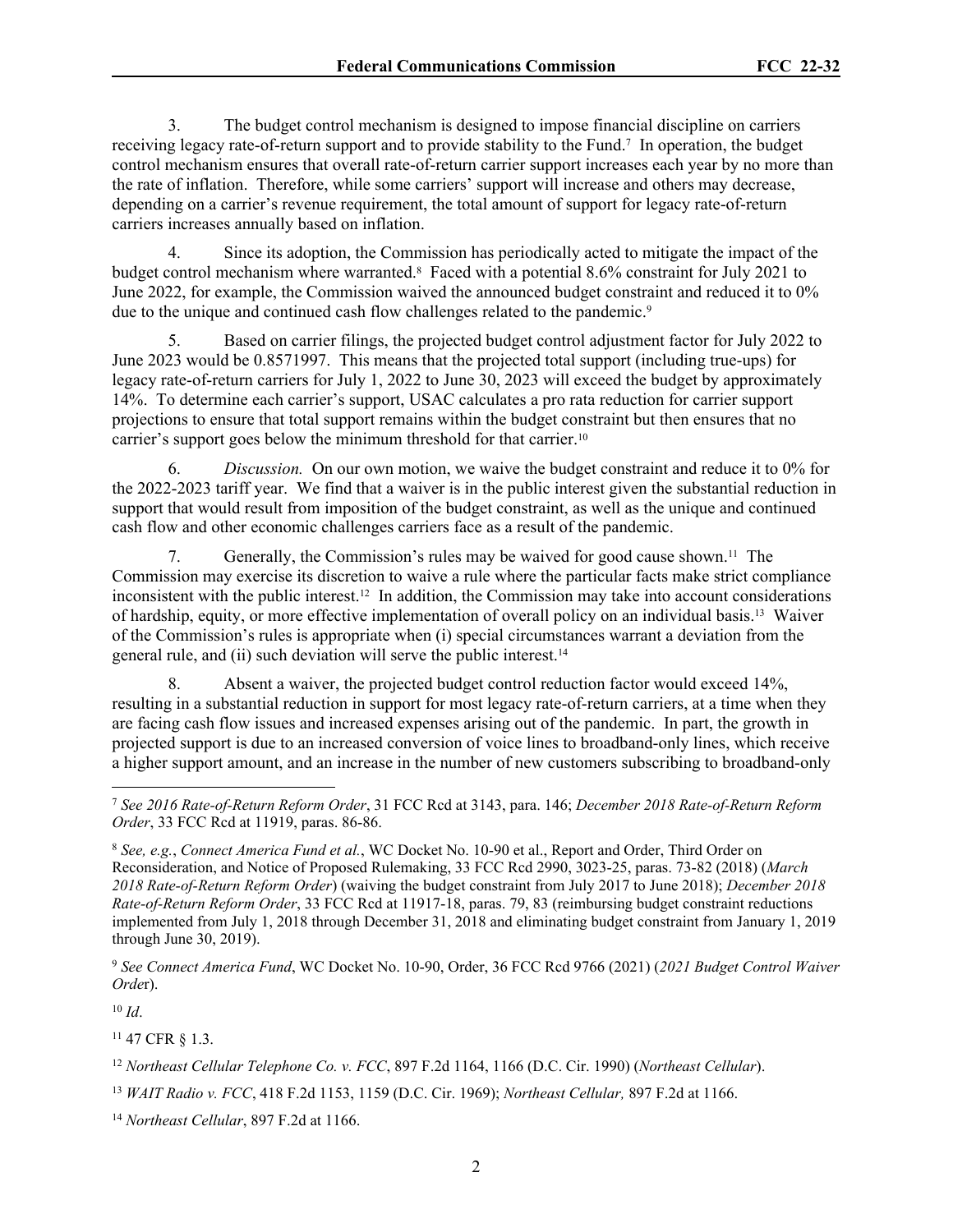3. The budget control mechanism is designed to impose financial discipline on carriers receiving legacy rate-of-return support and to provide stability to the Fund.[7] In operation, the budget control mechanism ensures that overall rate-of-return carrier support increases each year by no more than the rate of inflation. Therefore, while some carriers' support will increase and others may decrease, depending on a carrier's revenue requirement, the total amount of support for legacy rate-of-return carriers increases annually based on inflation.

4. Since its adoption, the Commission has periodically acted to mitigate the impact of the budget control mechanism where warranted.[8] Faced with a potential 8.6% constraint for July 2021 to June 2022, for example, the Commission waived the announced budget constraint and reduced it to 0% due to the unique and continued cash flow challenges related to the pandemic.[9]

5. Based on carrier filings, the projected budget control adjustment factor for July 2022 to June 2023 would be 0.8571997. This means that the projected total support (including true-ups) for legacy rate-of-return carriers for July 1, 2022 to June 30, 2023 will exceed the budget by approximately 14%. To determine each carrier's support, USAC calculates a pro rata reduction for carrier support projections to ensure that total support remains within the budget constraint but then ensures that no carrier's support goes below the minimum threshold for that carrier.[10]

6. *Discussion.* On our own motion, we waive the budget constraint and reduce it to 0% for the 2022-2023 tariff year. We find that a waiver is in the public interest given the substantial reduction in support that would result from imposition of the budget constraint, as well as the unique and continued cash flow and other economic challenges carriers face as a result of the pandemic.

7. Generally, the Commission's rules may be waived for good cause shown.[11] The Commission may exercise its discretion to waive a rule where the particular facts make strict compliance inconsistent with the public interest.[12] In addition, the Commission may take into account considerations of hardship, equity, or more effective implementation of overall policy on an individual basis.[13] Waiver of the Commission's rules is appropriate when (i) special circumstances warrant a deviation from the general rule, and (ii) such deviation will serve the public interest.[14]

8. Absent a waiver, the projected budget control reduction factor would exceed 14%, resulting in a substantial reduction in support for most legacy rate-of-return carriers, at a time when they are facing cash flow issues and increased expenses arising out of the pandemic. In part, the growth in projected support is due to an increased conversion of voice lines to broadband-only lines, which receive a higher support amount, and an increase in the number of new customers subscribing to broadband-only

---

[7] *See 2016 Rate-of-Return Reform Order*, 31 FCC Rcd at 3143, para. 146; *December 2018 Rate-of-Return Reform Order*, 33 FCC Rcd at 11919, paras. 86-86.

[8] *See, e.g.*, *Connect America Fund et al.*, WC Docket No. 10-90 et al., Report and Order, Third Order on Reconsideration, and Notice of Proposed Rulemaking, 33 FCC Rcd 2990, 3023-25, paras. 73-82 (2018) (*March 2018 Rate-of-Return Reform Order*) (waiving the budget constraint from July 2017 to June 2018); *December 2018 Rate-of-Return Reform Order*, 33 FCC Rcd at 11917-18, paras. 79, 83 (reimbursing budget constraint reductions implemented from July 1, 2018 through December 31, 2018 and eliminating budget constraint from January 1, 2019 through June 30, 2019).

[9] *See Connect America Fund*, WC Docket No. 10-90, Order, 36 FCC Rcd 9766 (2021) (*2021 Budget Control Waiver Order*).

[10] *Id*.

[11] 47 CFR § 1.3.

[12] *Northeast Cellular Telephone Co. v. FCC*, 897 F.2d 1164, 1166 (D.C. Cir. 1990) (*Northeast Cellular*).

[13] *WAIT Radio v. FCC*, 418 F.2d 1153, 1159 (D.C. Cir. 1969); *Northeast Cellular,* 897 F.2d at 1166.

[14] *Northeast Cellular*, 897 F.2d at 1166.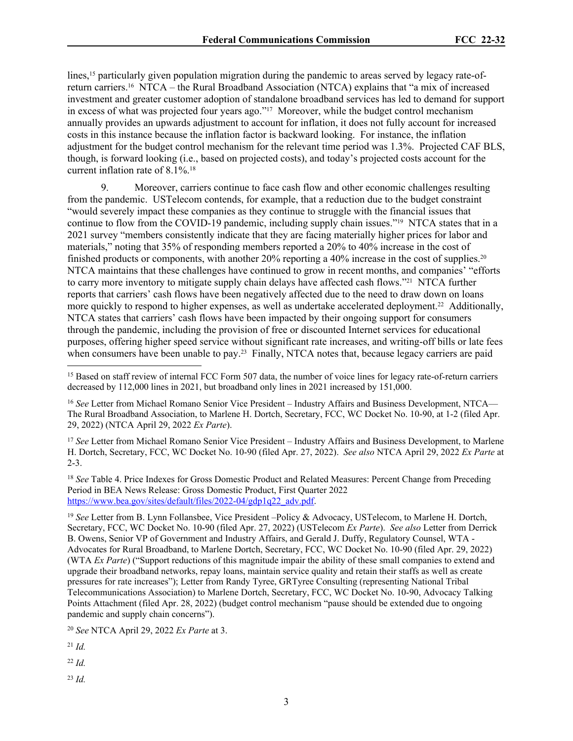lines,[15] particularly given population migration during the pandemic to areas served by legacy rate-of-return carriers.[16] NTCA – the Rural Broadband Association (NTCA) explains that "a mix of increased investment and greater customer adoption of standalone broadband services has led to demand for support in excess of what was projected four years ago."[17] Moreover, while the budget control mechanism annually provides an upwards adjustment to account for inflation, it does not fully account for increased costs in this instance because the inflation factor is backward looking. For instance, the inflation adjustment for the budget control mechanism for the relevant time period was 1.3%. Projected CAF BLS, though, is forward looking (i.e., based on projected costs), and today's projected costs account for the current inflation rate of 8.1%.[18]

9. Moreover, carriers continue to face cash flow and other economic challenges resulting from the pandemic. USTelecom contends, for example, that a reduction due to the budget constraint "would severely impact these companies as they continue to struggle with the financial issues that continue to flow from the COVID-19 pandemic, including supply chain issues."[19] NTCA states that in a 2021 survey "members consistently indicate that they are facing materially higher prices for labor and materials," noting that 35% of responding members reported a 20% to 40% increase in the cost of finished products or components, with another 20% reporting a 40% increase in the cost of supplies.[20] NTCA maintains that these challenges have continued to grow in recent months, and companies' "efforts to carry more inventory to mitigate supply chain delays have affected cash flows."[21] NTCA further reports that carriers' cash flows have been negatively affected due to the need to draw down on loans more quickly to respond to higher expenses, as well as undertake accelerated deployment.[22] Additionally, NTCA states that carriers' cash flows have been impacted by their ongoing support for consumers through the pandemic, including the provision of free or discounted Internet services for educational purposes, offering higher speed service without significant rate increases, and writing-off bills or late fees when consumers have been unable to pay.[23] Finally, NTCA notes that, because legacy carriers are paid

---

[15] Based on staff review of internal FCC Form 507 data, the number of voice lines for legacy rate-of-return carriers decreased by 112,000 lines in 2021, but broadband only lines in 2021 increased by 151,000.

[16] *See* Letter from Michael Romano Senior Vice President – Industry Affairs and Business Development, NTCA—The Rural Broadband Association, to Marlene H. Dortch, Secretary, FCC, WC Docket No. 10-90, at 1-2 (filed Apr. 29, 2022) (NTCA April 29, 2022 *Ex Parte*).

[17] *See* Letter from Michael Romano Senior Vice President – Industry Affairs and Business Development, to Marlene H. Dortch, Secretary, FCC, WC Docket No. 10-90 (filed Apr. 27, 2022). *See also* NTCA April 29, 2022 *Ex Parte* at 2-3.

[18] *See* Table 4. Price Indexes for Gross Domestic Product and Related Measures: Percent Change from Preceding Period in BEA News Release: Gross Domestic Product, First Quarter 2022 https://www.bea.gov/sites/default/files/2022-04/gdp1q22_adv.pdf.

[19] *See* Letter from B. Lynn Follansbee, Vice President –Policy & Advocacy, USTelecom, to Marlene H. Dortch, Secretary, FCC, WC Docket No. 10-90 (filed Apr. 27, 2022) (USTelecom *Ex Parte*). *See also* Letter from Derrick B. Owens, Senior VP of Government and Industry Affairs, and Gerald J. Duffy, Regulatory Counsel, WTA - Advocates for Rural Broadband, to Marlene Dortch, Secretary, FCC, WC Docket No. 10-90 (filed Apr. 29, 2022) (WTA *Ex Parte*) ("Support reductions of this magnitude impair the ability of these small companies to extend and upgrade their broadband networks, repay loans, maintain service quality and retain their staffs as well as create pressures for rate increases"); Letter from Randy Tyree, GRTyree Consulting (representing National Tribal Telecommunications Association) to Marlene Dortch, Secretary, FCC, WC Docket No. 10-90, Advocacy Talking Points Attachment (filed Apr. 28, 2022) (budget control mechanism "pause should be extended due to ongoing pandemic and supply chain concerns").

[20] *See* NTCA April 29, 2022 *Ex Parte* at 3.

[21] *Id.*

[22] *Id.*

[23] *Id.*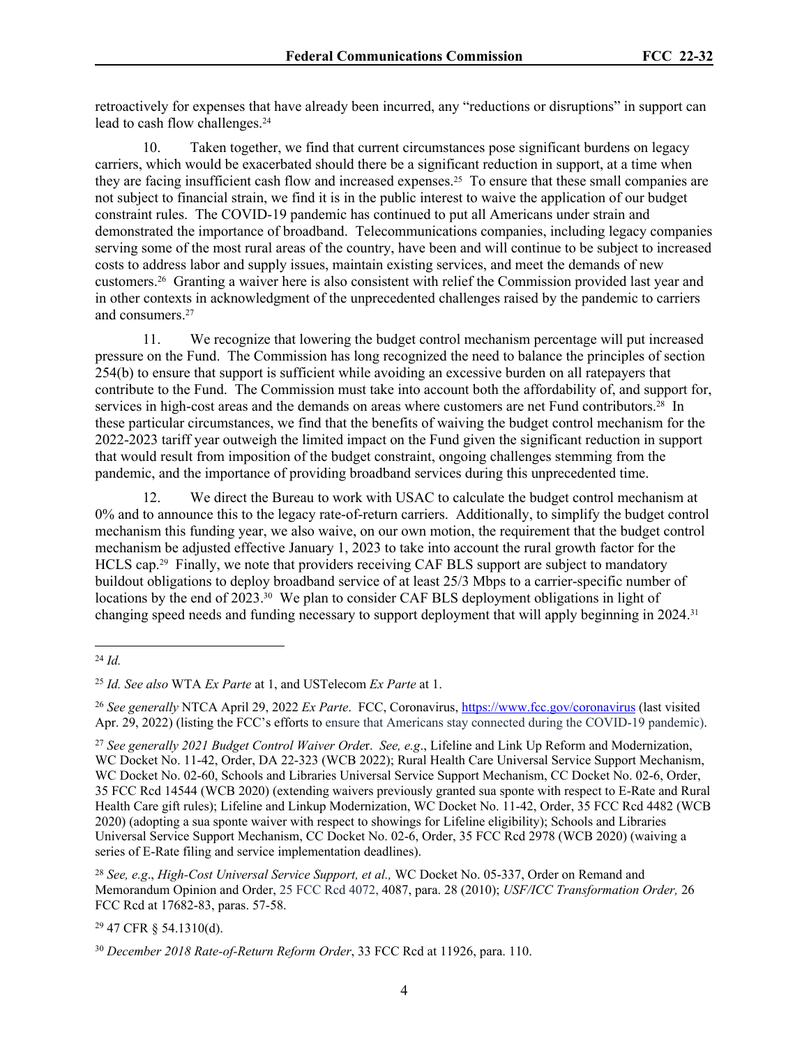retroactively for expenses that have already been incurred, any "reductions or disruptions" in support can lead to cash flow challenges.[24]

10. Taken together, we find that current circumstances pose significant burdens on legacy carriers, which would be exacerbated should there be a significant reduction in support, at a time when they are facing insufficient cash flow and increased expenses.[25] To ensure that these small companies are not subject to financial strain, we find it is in the public interest to waive the application of our budget constraint rules. The COVID-19 pandemic has continued to put all Americans under strain and demonstrated the importance of broadband. Telecommunications companies, including legacy companies serving some of the most rural areas of the country, have been and will continue to be subject to increased costs to address labor and supply issues, maintain existing services, and meet the demands of new customers.[26] Granting a waiver here is also consistent with relief the Commission provided last year and in other contexts in acknowledgment of the unprecedented challenges raised by the pandemic to carriers and consumers.[27]

11. We recognize that lowering the budget control mechanism percentage will put increased pressure on the Fund. The Commission has long recognized the need to balance the principles of section 254(b) to ensure that support is sufficient while avoiding an excessive burden on all ratepayers that contribute to the Fund. The Commission must take into account both the affordability of, and support for, services in high-cost areas and the demands on areas where customers are net Fund contributors.[28] In these particular circumstances, we find that the benefits of waiving the budget control mechanism for the 2022-2023 tariff year outweigh the limited impact on the Fund given the significant reduction in support that would result from imposition of the budget constraint, ongoing challenges stemming from the pandemic, and the importance of providing broadband services during this unprecedented time.

12. We direct the Bureau to work with USAC to calculate the budget control mechanism at 0% and to announce this to the legacy rate-of-return carriers. Additionally, to simplify the budget control mechanism this funding year, we also waive, on our own motion, the requirement that the budget control mechanism be adjusted effective January 1, 2023 to take into account the rural growth factor for the HCLS cap.[29] Finally, we note that providers receiving CAF BLS support are subject to mandatory buildout obligations to deploy broadband service of at least 25/3 Mbps to a carrier-specific number of locations by the end of 2023.[30] We plan to consider CAF BLS deployment obligations in light of changing speed needs and funding necessary to support deployment that will apply beginning in 2024.[31]

---

[24] *Id.*

[25] *Id. See also* WTA *Ex Parte* at 1, and USTelecom *Ex Parte* at 1.

[26] *See generally* NTCA April 29, 2022 *Ex Parte*. FCC, Coronavirus, https://www.fcc.gov/coronavirus (last visited Apr. 29, 2022) (listing the FCC's efforts to ensure that Americans stay connected during the COVID-19 pandemic).

[27] *See generally 2021 Budget Control Waiver Order*. *See, e.g*., Lifeline and Link Up Reform and Modernization, WC Docket No. 11-42, Order, DA 22-323 (WCB 2022); Rural Health Care Universal Service Support Mechanism, WC Docket No. 02-60, Schools and Libraries Universal Service Support Mechanism, CC Docket No. 02-6, Order, 35 FCC Rcd 14544 (WCB 2020) (extending waivers previously granted sua sponte with respect to E-Rate and Rural Health Care gift rules); Lifeline and Linkup Modernization, WC Docket No. 11-42, Order, 35 FCC Rcd 4482 (WCB 2020) (adopting a sua sponte waiver with respect to showings for Lifeline eligibility); Schools and Libraries Universal Service Support Mechanism, CC Docket No. 02-6, Order, 35 FCC Rcd 2978 (WCB 2020) (waiving a series of E-Rate filing and service implementation deadlines).

[28] *See, e.g*., *High-Cost Universal Service Support, et al.,* WC Docket No. 05-337, Order on Remand and Memorandum Opinion and Order, 25 FCC Rcd 4072, 4087, para. 28 (2010); *USF/ICC Transformation Order,* 26 FCC Rcd at 17682-83, paras. 57-58.

[29] 47 CFR § 54.1310(d).

[30] *December 2018 Rate-of-Return Reform Order*, 33 FCC Rcd at 11926, para. 110.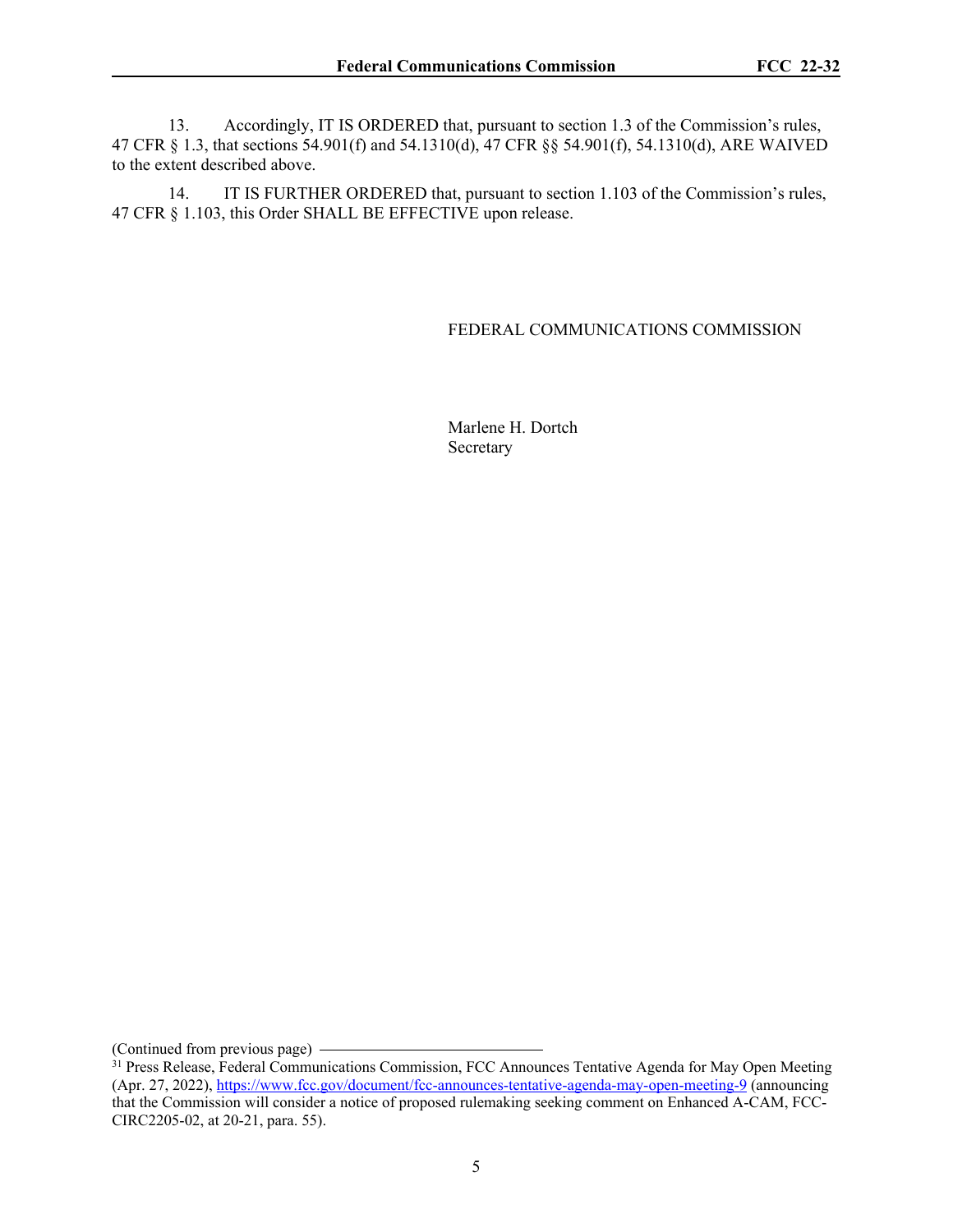13. Accordingly, IT IS ORDERED that, pursuant to section 1.3 of the Commission's rules, 47 CFR § 1.3, that sections 54.901(f) and 54.1310(d), 47 CFR §§ 54.901(f), 54.1310(d), ARE WAIVED to the extent described above.

14. IT IS FURTHER ORDERED that, pursuant to section 1.103 of the Commission's rules, 47 CFR § 1.103, this Order SHALL BE EFFECTIVE upon release.

FEDERAL COMMUNICATIONS COMMISSION

Marlene H. Dortch
Secretary

---

(Continued from previous page)

[31] Press Release, Federal Communications Commission, FCC Announces Tentative Agenda for May Open Meeting (Apr. 27, 2022), https://www.fcc.gov/document/fcc-announces-tentative-agenda-may-open-meeting-9 (announcing that the Commission will consider a notice of proposed rulemaking seeking comment on Enhanced A-CAM, FCC-CIRC2205-02, at 20-21, para. 55).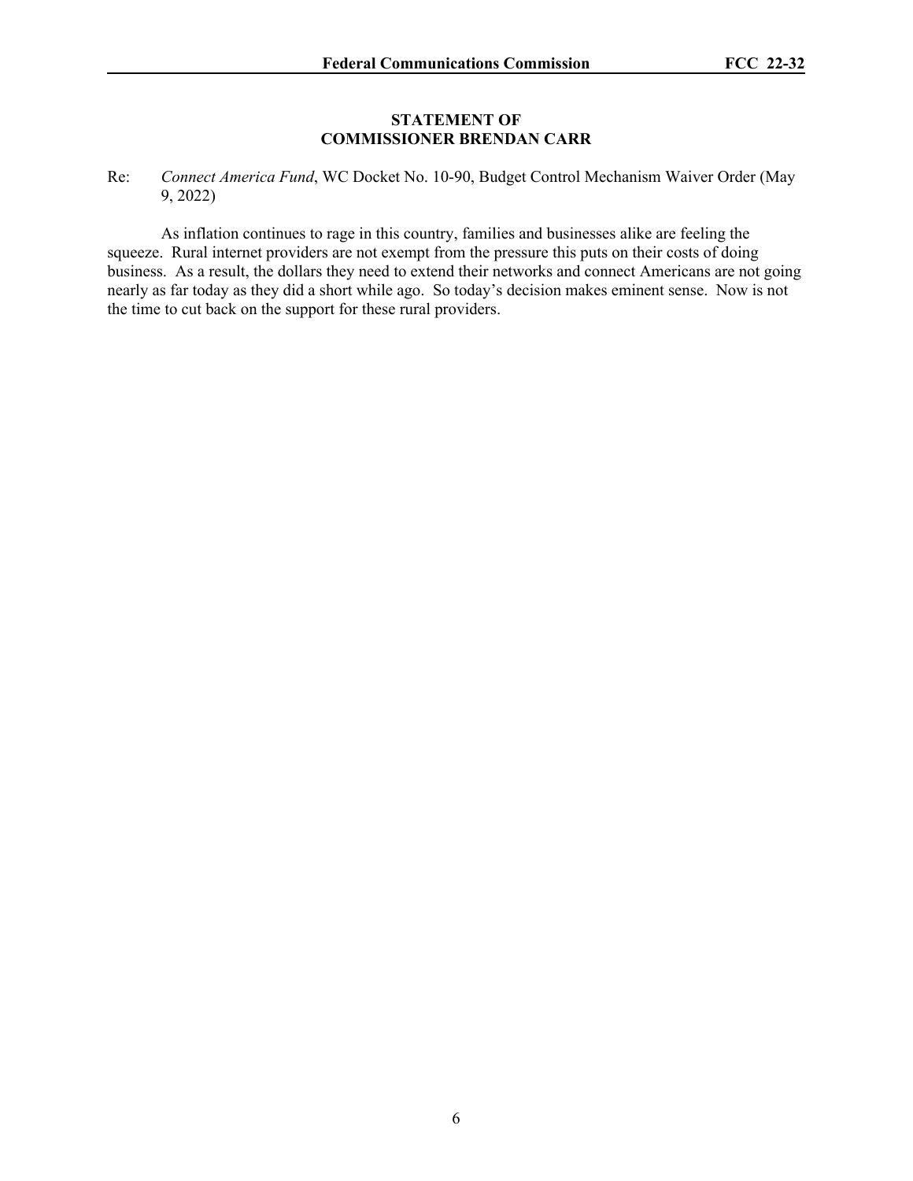**STATEMENT OF**
**COMMISSIONER BRENDAN CARR**

Re: *Connect America Fund*, WC Docket No. 10-90, Budget Control Mechanism Waiver Order (May 9, 2022)

As inflation continues to rage in this country, families and businesses alike are feeling the squeeze. Rural internet providers are not exempt from the pressure this puts on their costs of doing business. As a result, the dollars they need to extend their networks and connect Americans are not going nearly as far today as they did a short while ago. So today's decision makes eminent sense. Now is not the time to cut back on the support for these rural providers.